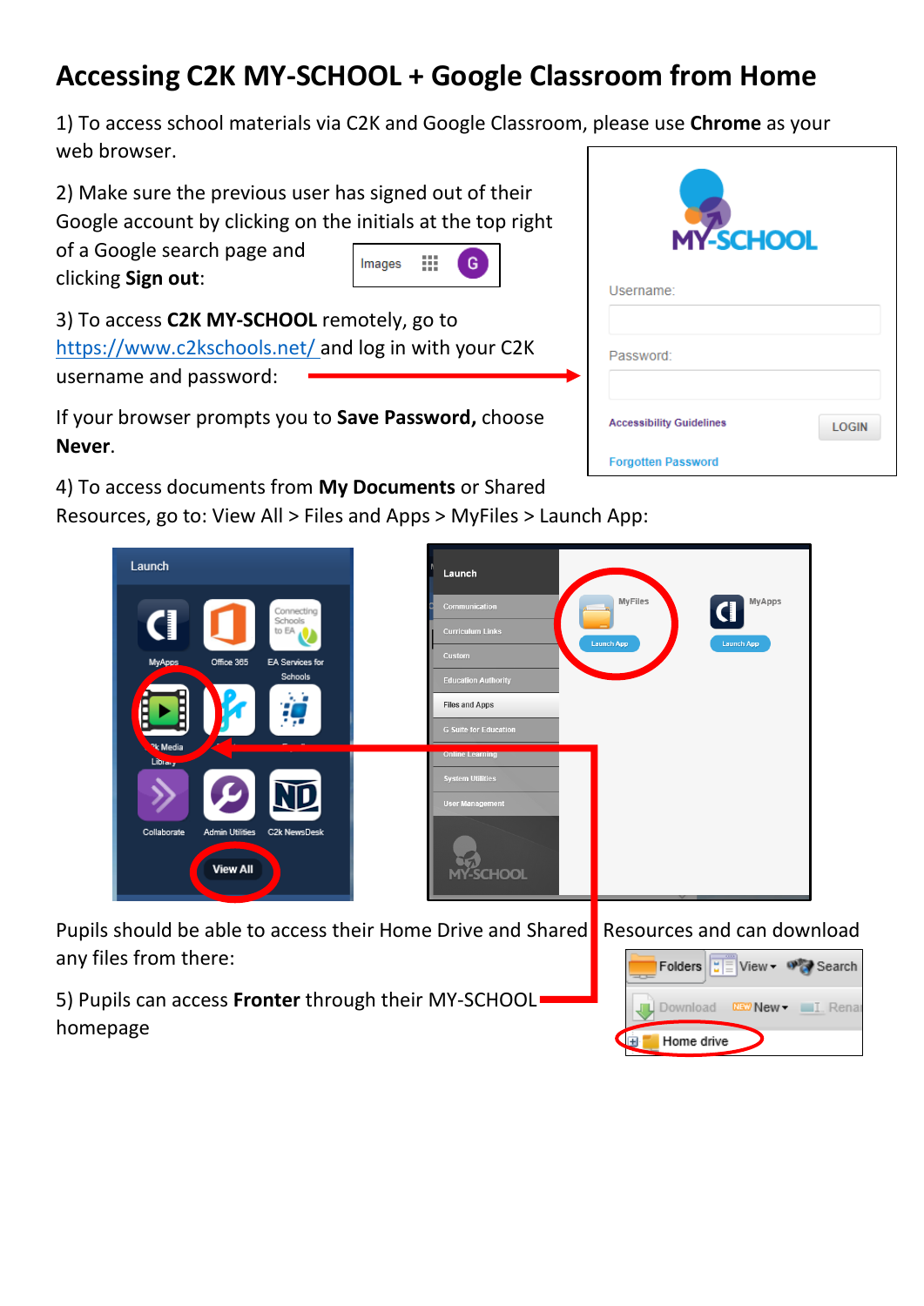# Accessing C2K MY-SCHOOL + Google Classroom from Home

1) To access school materials via C2K and Google Classroom, please use **Chrome** as your web browser.

2) Make sure the previous user has signed out of their Google account by clicking on the initials at the top right of a Google search page and clicking **Sign out**:

3) To access **C2K MY-SCHOOL** remotely, go to https://www.c2kschools.net/ and log in with your C2K username and password:

If your browser prompts you to **Save Password,** choose **Never**.

4) To access documents from **My Documents** or Shared Resources, go to: View All > Files and Apps > MyFiles > Launch App:

Pupils should be able to access their Home Drive and Shared Resources and can download any files from there:

5) Pupils can access **Fronter** through their MY-SCHOOL homepage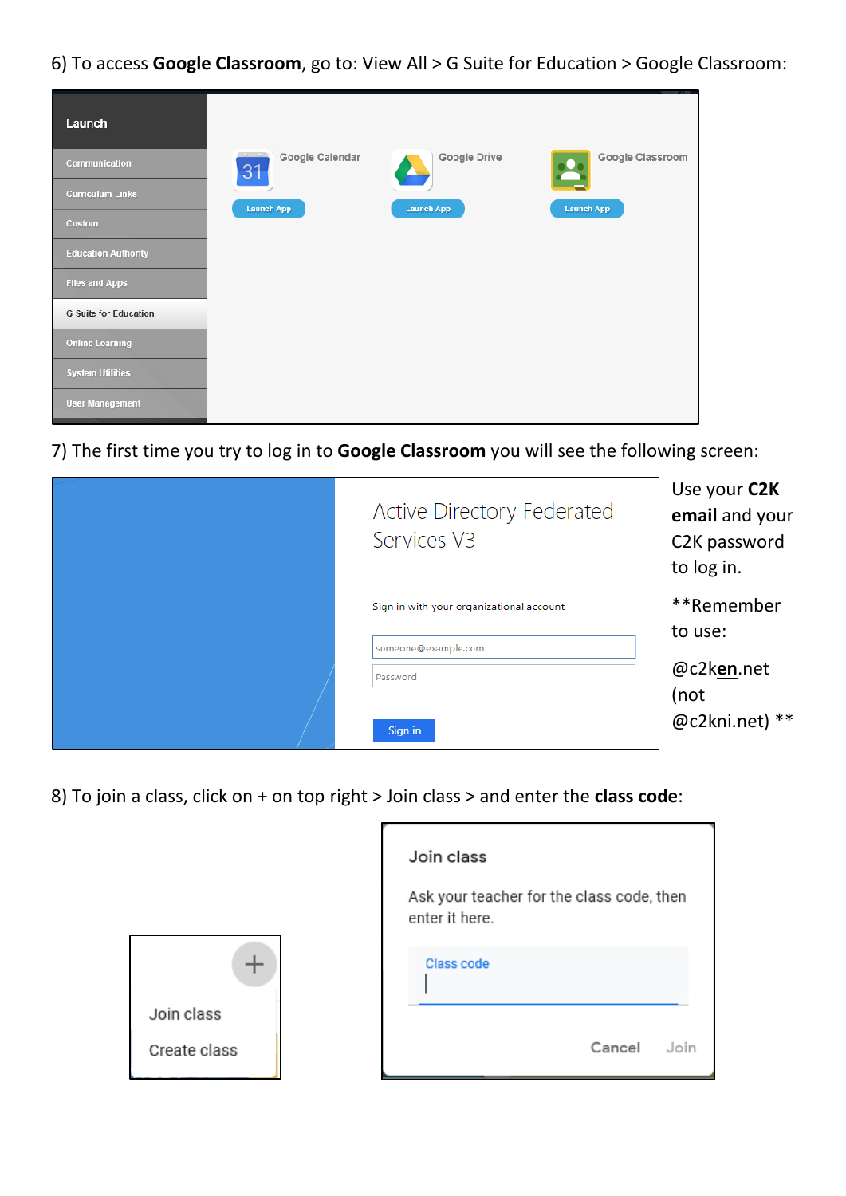6) To access **Google Classroom**, go to: View All > G Suite for Education > Google Classroom:

Launch

- Communication
- Curriculum Links
- Custom
- Education Authority
- Files and Apps
- G Suite for Education
- Online Learning
- System Utilities
- User Management

Google Calendar — Launch App

Google Drive — Launch App

Google Classroom — Launch App

7) The first time you try to log in to **Google Classroom** you will see the following screen:

Active Directory Federated Services V3

Sign in with your organizational account

someone@example.com

Password

Sign in

Use your **C2K email** and your C2K password to log in.

**Remember to use:

@c2k**en**.net (not @c2kni.net) **

8) To join a class, click on + on top right > Join class > and enter the **class code**:

+

Join class

Create class

Join class

Ask your teacher for the class code, then enter it here.

Class code

Cancel Join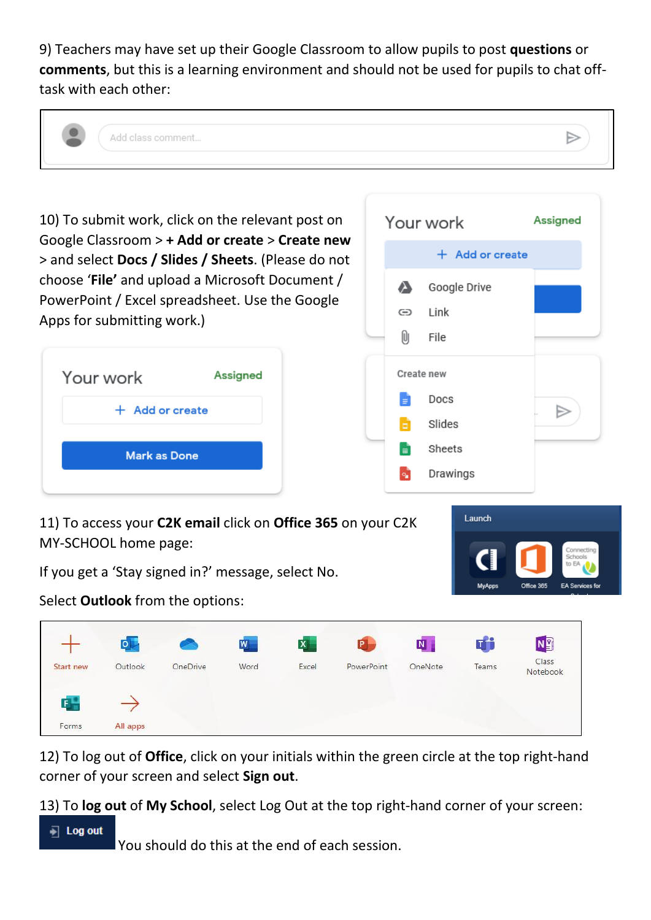9) Teachers may have set up their Google Classroom to allow pupils to post **questions** or **comments**, but this is a learning environment and should not be used for pupils to chat off-task with each other:

10) To submit work, click on the relevant post on Google Classroom > **+ Add or create** > **Create new** > and select **Docs / Slides / Sheets**. (Please do not choose '**File'** and upload a Microsoft Document / PowerPoint / Excel spreadsheet. Use the Google Apps for submitting work.)

11) To access your **C2K email** click on **Office 365** on your C2K MY-SCHOOL home page:

If you get a 'Stay signed in?' message, select No.

Select **Outlook** from the options:

12) To log out of **Office**, click on your initials within the green circle at the top right-hand corner of your screen and select **Sign out**.

13) To **log out** of **My School**, select Log Out at the top right-hand corner of your screen:

You should do this at the end of each session.